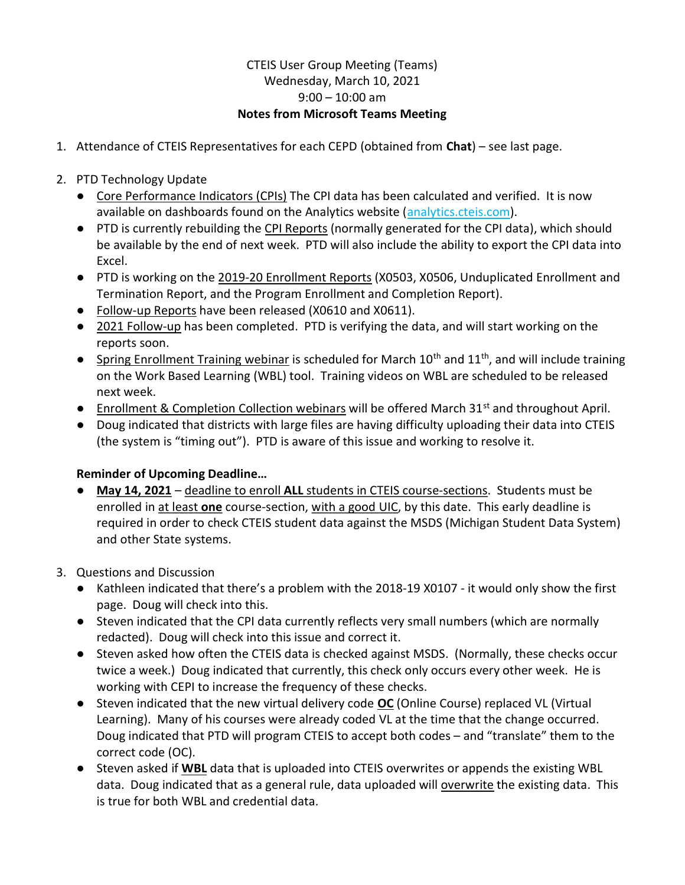CTEIS User Group Meeting (Teams)
Wednesday, March 10, 2021
9:00 – 10:00 am

**Notes from Microsoft Teams Meeting**

1. Attendance of CTEIS Representatives for each CEPD (obtained from **Chat**) – see last page.

2. PTD Technology Update
   - Core Performance Indicators (CPIs) The CPI data has been calculated and verified. It is now available on dashboards found on the Analytics website (analytics.cteis.com).
   - PTD is currently rebuilding the CPI Reports (normally generated for the CPI data), which should be available by the end of next week. PTD will also include the ability to export the CPI data into Excel.
   - PTD is working on the 2019-20 Enrollment Reports (X0503, X0506, Unduplicated Enrollment and Termination Report, and the Program Enrollment and Completion Report).
   - Follow-up Reports have been released (X0610 and X0611).
   - 2021 Follow-up has been completed. PTD is verifying the data, and will start working on the reports soon.
   - Spring Enrollment Training webinar is scheduled for March 10th and 11th, and will include training on the Work Based Learning (WBL) tool. Training videos on WBL are scheduled to be released next week.
   - Enrollment & Completion Collection webinars will be offered March 31st and throughout April.
   - Doug indicated that districts with large files are having difficulty uploading their data into CTEIS (the system is "timing out"). PTD is aware of this issue and working to resolve it.

   **Reminder of Upcoming Deadline…**
   - **May 14, 2021** – deadline to enroll **ALL** students in CTEIS course-sections. Students must be enrolled in at least **one** course-section, with a good UIC, by this date. This early deadline is required in order to check CTEIS student data against the MSDS (Michigan Student Data System) and other State systems.

3. Questions and Discussion
   - Kathleen indicated that there's a problem with the 2018-19 X0107 - it would only show the first page. Doug will check into this.
   - Steven indicated that the CPI data currently reflects very small numbers (which are normally redacted). Doug will check into this issue and correct it.
   - Steven asked how often the CTEIS data is checked against MSDS. (Normally, these checks occur twice a week.) Doug indicated that currently, this check only occurs every other week. He is working with CEPI to increase the frequency of these checks.
   - Steven indicated that the new virtual delivery code **OC** (Online Course) replaced VL (Virtual Learning). Many of his courses were already coded VL at the time that the change occurred. Doug indicated that PTD will program CTEIS to accept both codes – and "translate" them to the correct code (OC).
   - Steven asked if **WBL** data that is uploaded into CTEIS overwrites or appends the existing WBL data. Doug indicated that as a general rule, data uploaded will overwrite the existing data. This is true for both WBL and credential data.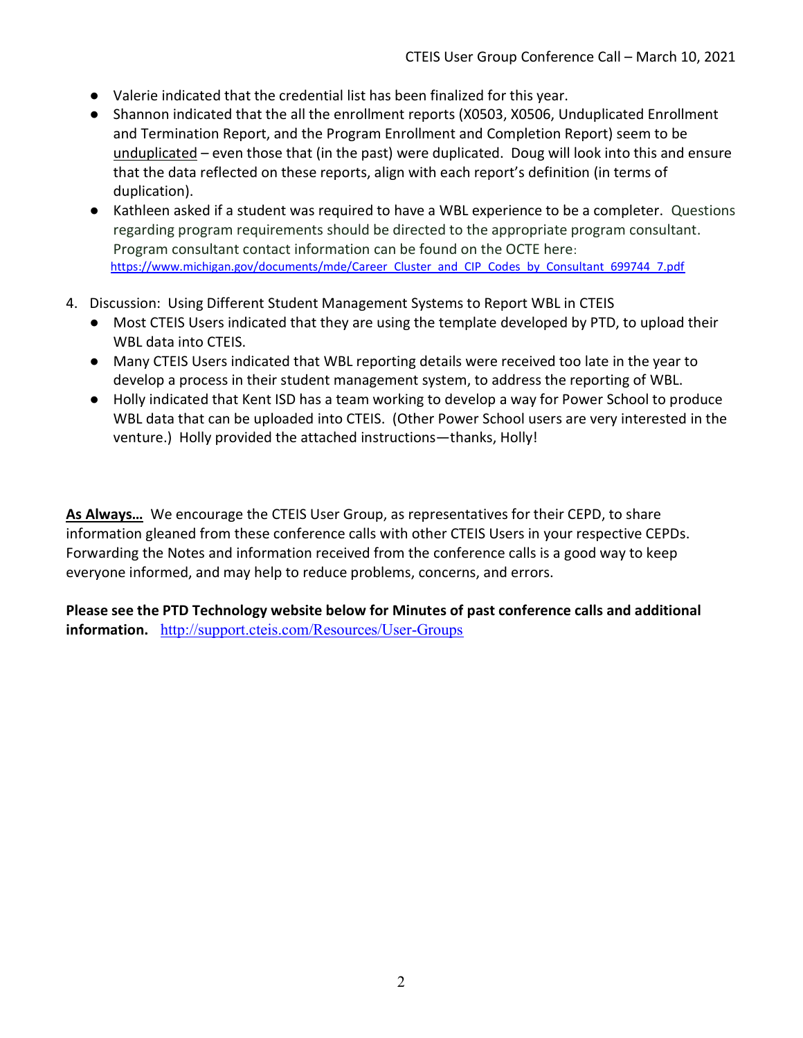- Valerie indicated that the credential list has been finalized for this year.
- Shannon indicated that the all the enrollment reports (X0503, X0506, Unduplicated Enrollment and Termination Report, and the Program Enrollment and Completion Report) seem to be unduplicated – even those that (in the past) were duplicated. Doug will look into this and ensure that the data reflected on these reports, align with each report's definition (in terms of duplication).
- Kathleen asked if a student was required to have a WBL experience to be a completer. Questions regarding program requirements should be directed to the appropriate program consultant. Program consultant contact information can be found on the OCTE here: https://www.michigan.gov/documents/mde/Career_Cluster_and_CIP_Codes_by_Consultant_699744_7.pdf

4. Discussion: Using Different Student Management Systems to Report WBL in CTEIS
   - Most CTEIS Users indicated that they are using the template developed by PTD, to upload their WBL data into CTEIS.
   - Many CTEIS Users indicated that WBL reporting details were received too late in the year to develop a process in their student management system, to address the reporting of WBL.
   - Holly indicated that Kent ISD has a team working to develop a way for Power School to produce WBL data that can be uploaded into CTEIS. (Other Power School users are very interested in the venture.) Holly provided the attached instructions—thanks, Holly!

**As Always…** We encourage the CTEIS User Group, as representatives for their CEPD, to share information gleaned from these conference calls with other CTEIS Users in your respective CEPDs. Forwarding the Notes and information received from the conference calls is a good way to keep everyone informed, and may help to reduce problems, concerns, and errors.

**Please see the PTD Technology website below for Minutes of past conference calls and additional information.** http://support.cteis.com/Resources/User-Groups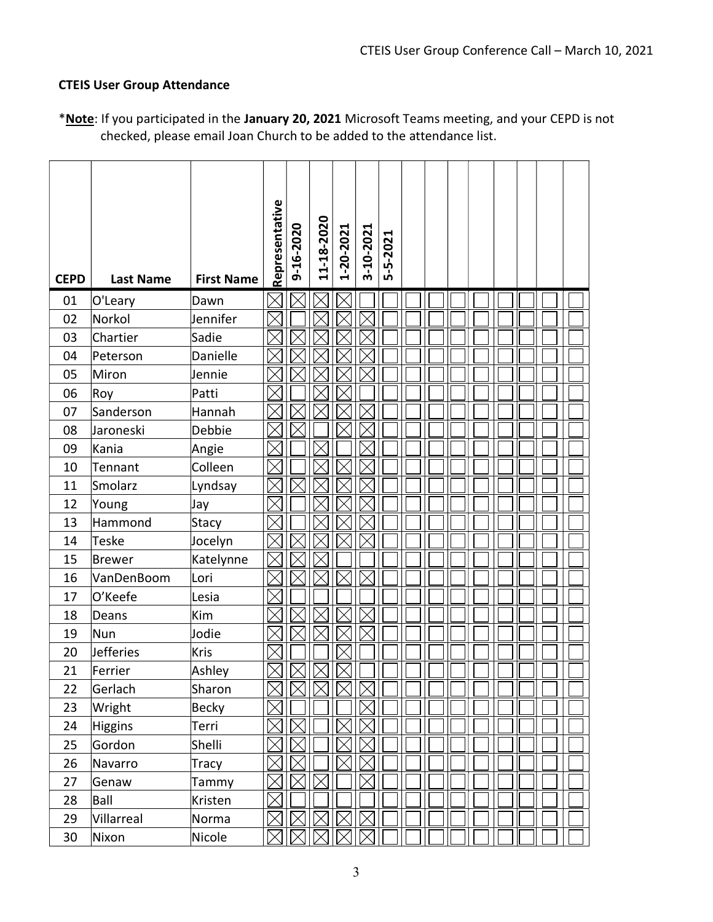**CTEIS User Group Attendance**

\***Note**: If you participated in the **January 20, 2021** Microsoft Teams meeting, and your CEPD is not checked, please email Joan Church to be added to the attendance list.

| CEPD | Last Name | First Name | Representative | 9-16-2020 | 11-18-2020 | 1-20-2021 | 3-10-2021 | 5-5-2021 | | | | | | | | | |
|---|---|---|---|---|---|---|---|---|---|---|---|---|---|---|---|---|---|
| 01 | O'Leary | Dawn | ☒ | ☒ | ☒ | ☒ | ☐ | ☐ | ☐ | ☐ | ☐ | ☐ | ☐ | ☐ | ☐ | ☐ |
| 02 | Norkol | Jennifer | ☒ | ☐ | ☒ | ☒ | ☒ | ☐ | ☐ | ☐ | ☐ | ☐ | ☐ | ☐ | ☐ | ☐ |
| 03 | Chartier | Sadie | ☒ | ☒ | ☒ | ☒ | ☒ | ☐ | ☐ | ☐ | ☐ | ☐ | ☐ | ☐ | ☐ | ☐ |
| 04 | Peterson | Danielle | ☒ | ☒ | ☒ | ☒ | ☒ | ☐ | ☐ | ☐ | ☐ | ☐ | ☐ | ☐ | ☐ | ☐ |
| 05 | Miron | Jennie | ☒ | ☒ | ☒ | ☒ | ☒ | ☐ | ☐ | ☐ | ☐ | ☐ | ☐ | ☐ | ☐ | ☐ |
| 06 | Roy | Patti | ☒ | ☐ | ☒ | ☒ | ☐ | ☐ | ☐ | ☐ | ☐ | ☐ | ☐ | ☐ | ☐ | ☐ |
| 07 | Sanderson | Hannah | ☒ | ☒ | ☒ | ☒ | ☒ | ☐ | ☐ | ☐ | ☐ | ☐ | ☐ | ☐ | ☐ | ☐ |
| 08 | Jaroneski | Debbie | ☒ | ☒ | ☐ | ☒ | ☒ | ☐ | ☐ | ☐ | ☐ | ☐ | ☐ | ☐ | ☐ | ☐ |
| 09 | Kania | Angie | ☒ | ☐ | ☒ | ☐ | ☒ | ☐ | ☐ | ☐ | ☐ | ☐ | ☐ | ☐ | ☐ | ☐ |
| 10 | Tennant | Colleen | ☒ | ☐ | ☒ | ☒ | ☒ | ☐ | ☐ | ☐ | ☐ | ☐ | ☐ | ☐ | ☐ | ☐ |
| 11 | Smolarz | Lyndsay | ☒ | ☒ | ☒ | ☒ | ☒ | ☐ | ☐ | ☐ | ☐ | ☐ | ☐ | ☐ | ☐ | ☐ |
| 12 | Young | Jay | ☒ | ☐ | ☒ | ☒ | ☒ | ☐ | ☐ | ☐ | ☐ | ☐ | ☐ | ☐ | ☐ | ☐ |
| 13 | Hammond | Stacy | ☒ | ☐ | ☒ | ☒ | ☒ | ☐ | ☐ | ☐ | ☐ | ☐ | ☐ | ☐ | ☐ | ☐ |
| 14 | Teske | Jocelyn | ☒ | ☒ | ☒ | ☒ | ☒ | ☐ | ☐ | ☐ | ☐ | ☐ | ☐ | ☐ | ☐ | ☐ |
| 15 | Brewer | Katelynne | ☒ | ☒ | ☒ | ☐ | ☐ | ☐ | ☐ | ☐ | ☐ | ☐ | ☐ | ☐ | ☐ | ☐ |
| 16 | VanDenBoom | Lori | ☒ | ☒ | ☒ | ☒ | ☒ | ☐ | ☐ | ☐ | ☐ | ☐ | ☐ | ☐ | ☐ | ☐ |
| 17 | O'Keefe | Lesia | ☒ | ☐ | ☐ | ☐ | ☐ | ☐ | ☐ | ☐ | ☐ | ☐ | ☐ | ☐ | ☐ | ☐ |
| 18 | Deans | Kim | ☒ | ☒ | ☒ | ☒ | ☒ | ☐ | ☐ | ☐ | ☐ | ☐ | ☐ | ☐ | ☐ | ☐ |
| 19 | Nun | Jodie | ☒ | ☒ | ☒ | ☒ | ☒ | ☐ | ☐ | ☐ | ☐ | ☐ | ☐ | ☐ | ☐ | ☐ |
| 20 | Jefferies | Kris | ☒ | ☐ | ☐ | ☒ | ☐ | ☐ | ☐ | ☐ | ☐ | ☐ | ☐ | ☐ | ☐ | ☐ |
| 21 | Ferrier | Ashley | ☒ | ☒ | ☒ | ☒ | ☐ | ☐ | ☐ | ☐ | ☐ | ☐ | ☐ | ☐ | ☐ | ☐ |
| 22 | Gerlach | Sharon | ☒ | ☒ | ☒ | ☒ | ☒ | ☐ | ☐ | ☐ | ☐ | ☐ | ☐ | ☐ | ☐ | ☐ |
| 23 | Wright | Becky | ☒ | ☐ | ☐ | ☐ | ☒ | ☐ | ☐ | ☐ | ☐ | ☐ | ☐ | ☐ | ☐ | ☐ |
| 24 | Higgins | Terri | ☒ | ☒ | ☐ | ☒ | ☒ | ☐ | ☐ | ☐ | ☐ | ☐ | ☐ | ☐ | ☐ | ☐ |
| 25 | Gordon | Shelli | ☒ | ☒ | ☐ | ☒ | ☒ | ☐ | ☐ | ☐ | ☐ | ☐ | ☐ | ☐ | ☐ | ☐ |
| 26 | Navarro | Tracy | ☒ | ☒ | ☐ | ☒ | ☒ | ☐ | ☐ | ☐ | ☐ | ☐ | ☐ | ☐ | ☐ | ☐ |
| 27 | Genaw | Tammy | ☒ | ☒ | ☒ | ☐ | ☒ | ☐ | ☐ | ☐ | ☐ | ☐ | ☐ | ☐ | ☐ | ☐ |
| 28 | Ball | Kristen | ☒ | ☐ | ☐ | ☐ | ☐ | ☐ | ☐ | ☐ | ☐ | ☐ | ☐ | ☐ | ☐ | ☐ |
| 29 | Villarreal | Norma | ☒ | ☒ | ☒ | ☒ | ☒ | ☐ | ☐ | ☐ | ☐ | ☐ | ☐ | ☐ | ☐ | ☐ |
| 30 | Nixon | Nicole | ☒ | ☒ | ☒ | ☒ | ☒ | ☐ | ☐ | ☐ | ☐ | ☐ | ☐ | ☐ | ☐ | ☐ |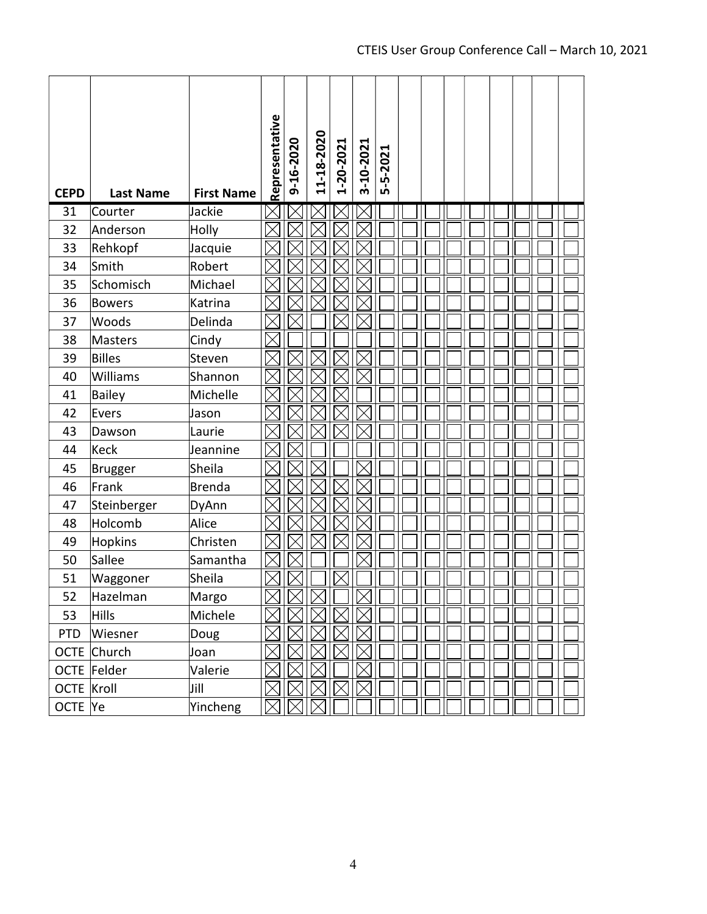| CEPD | Last Name | First Name | Representative | 9-16-2020 | 11-18-2020 | 1-20-2021 | 3-10-2021 | 5-5-2021 | | | | | | | | |
|---|---|---|---|---|---|---|---|---|---|---|---|---|---|---|---|---|
| 31 | Courter | Jackie | ☒ | ☒ | ☒ | ☒ | ☒ | ☐ | ☐ | ☐ | ☐ | ☐ | ☐ | ☐ | ☐ | ☐ |
| 32 | Anderson | Holly | ☒ | ☒ | ☒ | ☒ | ☒ | ☐ | ☐ | ☐ | ☐ | ☐ | ☐ | ☐ | ☐ | ☐ |
| 33 | Rehkopf | Jacquie | ☒ | ☒ | ☒ | ☒ | ☒ | ☐ | ☐ | ☐ | ☐ | ☐ | ☐ | ☐ | ☐ | ☐ |
| 34 | Smith | Robert | ☒ | ☒ | ☒ | ☒ | ☒ | ☐ | ☐ | ☐ | ☐ | ☐ | ☐ | ☐ | ☐ | ☐ |
| 35 | Schomisch | Michael | ☒ | ☒ | ☒ | ☒ | ☒ | ☐ | ☐ | ☐ | ☐ | ☐ | ☐ | ☐ | ☐ | ☐ |
| 36 | Bowers | Katrina | ☒ | ☒ | ☒ | ☒ | ☒ | ☐ | ☐ | ☐ | ☐ | ☐ | ☐ | ☐ | ☐ | ☐ |
| 37 | Woods | Delinda | ☒ | ☒ | ☐ | ☒ | ☒ | ☐ | ☐ | ☐ | ☐ | ☐ | ☐ | ☐ | ☐ | ☐ |
| 38 | Masters | Cindy | ☒ | ☐ | ☐ | ☐ | ☐ | ☐ | ☐ | ☐ | ☐ | ☐ | ☐ | ☐ | ☐ | ☐ |
| 39 | Billes | Steven | ☒ | ☒ | ☒ | ☒ | ☒ | ☐ | ☐ | ☐ | ☐ | ☐ | ☐ | ☐ | ☐ | ☐ |
| 40 | Williams | Shannon | ☒ | ☒ | ☒ | ☒ | ☒ | ☐ | ☐ | ☐ | ☐ | ☐ | ☐ | ☐ | ☐ | ☐ |
| 41 | Bailey | Michelle | ☒ | ☒ | ☒ | ☒ | ☐ | ☐ | ☐ | ☐ | ☐ | ☐ | ☐ | ☐ | ☐ | ☐ |
| 42 | Evers | Jason | ☒ | ☒ | ☒ | ☒ | ☒ | ☐ | ☐ | ☐ | ☐ | ☐ | ☐ | ☐ | ☐ | ☐ |
| 43 | Dawson | Laurie | ☒ | ☒ | ☒ | ☒ | ☒ | ☐ | ☐ | ☐ | ☐ | ☐ | ☐ | ☐ | ☐ | ☐ |
| 44 | Keck | Jeannine | ☒ | ☒ | ☐ | ☐ | ☐ | ☐ | ☐ | ☐ | ☐ | ☐ | ☐ | ☐ | ☐ | ☐ |
| 45 | Brugger | Sheila | ☒ | ☒ | ☒ | ☐ | ☒ | ☐ | ☐ | ☐ | ☐ | ☐ | ☐ | ☐ | ☐ | ☐ |
| 46 | Frank | Brenda | ☒ | ☒ | ☒ | ☒ | ☒ | ☐ | ☐ | ☐ | ☐ | ☐ | ☐ | ☐ | ☐ | ☐ |
| 47 | Steinberger | DyAnn | ☒ | ☒ | ☒ | ☒ | ☒ | ☐ | ☐ | ☐ | ☐ | ☐ | ☐ | ☐ | ☐ | ☐ |
| 48 | Holcomb | Alice | ☒ | ☒ | ☒ | ☒ | ☒ | ☐ | ☐ | ☐ | ☐ | ☐ | ☐ | ☐ | ☐ | ☐ |
| 49 | Hopkins | Christen | ☒ | ☒ | ☒ | ☒ | ☒ | ☐ | ☐ | ☐ | ☐ | ☐ | ☐ | ☐ | ☐ | ☐ |
| 50 | Sallee | Samantha | ☒ | ☒ | ☐ | ☐ | ☒ | ☐ | ☐ | ☐ | ☐ | ☐ | ☐ | ☐ | ☐ | ☐ |
| 51 | Waggoner | Sheila | ☒ | ☒ | ☐ | ☒ | ☐ | ☐ | ☐ | ☐ | ☐ | ☐ | ☐ | ☐ | ☐ | ☐ |
| 52 | Hazelman | Margo | ☒ | ☒ | ☒ | ☐ | ☒ | ☐ | ☐ | ☐ | ☐ | ☐ | ☐ | ☐ | ☐ | ☐ |
| 53 | Hills | Michele | ☒ | ☒ | ☒ | ☒ | ☒ | ☐ | ☐ | ☐ | ☐ | ☐ | ☐ | ☐ | ☐ | ☐ |
| PTD | Wiesner | Doug | ☒ | ☒ | ☒ | ☒ | ☒ | ☐ | ☐ | ☐ | ☐ | ☐ | ☐ | ☐ | ☐ | ☐ |
| OCTE | Church | Joan | ☒ | ☒ | ☒ | ☒ | ☒ | ☐ | ☐ | ☐ | ☐ | ☐ | ☐ | ☐ | ☐ | ☐ |
| OCTE | Felder | Valerie | ☒ | ☒ | ☒ | ☐ | ☒ | ☐ | ☐ | ☐ | ☐ | ☐ | ☐ | ☐ | ☐ | ☐ |
| OCTE | Kroll | Jill | ☒ | ☒ | ☒ | ☒ | ☒ | ☐ | ☐ | ☐ | ☐ | ☐ | ☐ | ☐ | ☐ | ☐ |
| OCTE | Ye | Yincheng | ☒ | ☒ | ☒ | ☐ | ☐ | ☐ | ☐ | ☐ | ☐ | ☐ | ☐ | ☐ | ☐ | ☐ |